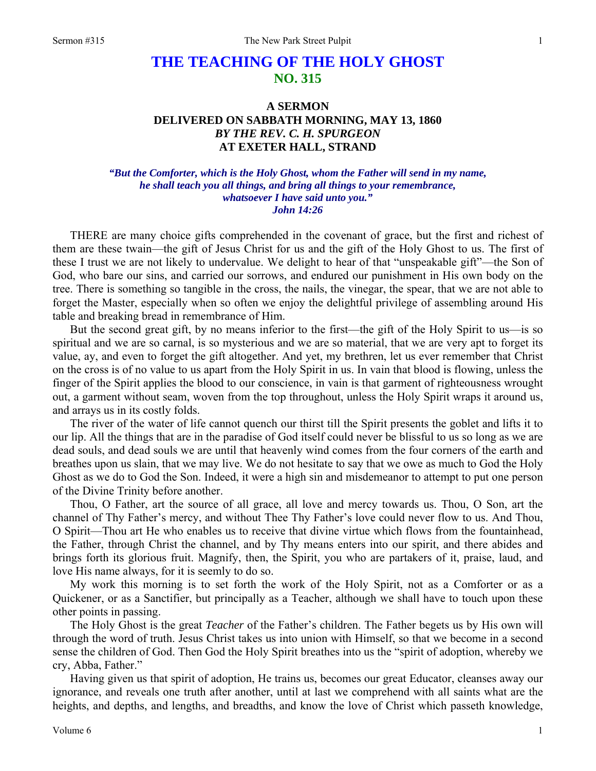# THE TEACHING OF THE HOLY GHOST
## NO. 315

### A SERMON
### DELIVERED ON SABBATH MORNING, MAY 13, 1860
### *BY THE REV. C. H. SPURGEON*
### AT EXETER HALL, STRAND

*"But the Comforter, which is the Holy Ghost, whom the Father will send in my name, he shall teach you all things, and bring all things to your remembrance, whatsoever I have said unto you."*
*John 14:26*

THERE are many choice gifts comprehended in the covenant of grace, but the first and richest of them are these twain—the gift of Jesus Christ for us and the gift of the Holy Ghost to us. The first of these I trust we are not likely to undervalue. We delight to hear of that "unspeakable gift"—the Son of God, who bare our sins, and carried our sorrows, and endured our punishment in His own body on the tree. There is something so tangible in the cross, the nails, the vinegar, the spear, that we are not able to forget the Master, especially when so often we enjoy the delightful privilege of assembling around His table and breaking bread in remembrance of Him.

But the second great gift, by no means inferior to the first—the gift of the Holy Spirit to us—is so spiritual and we are so carnal, is so mysterious and we are so material, that we are very apt to forget its value, ay, and even to forget the gift altogether. And yet, my brethren, let us ever remember that Christ on the cross is of no value to us apart from the Holy Spirit in us. In vain that blood is flowing, unless the finger of the Spirit applies the blood to our conscience, in vain is that garment of righteousness wrought out, a garment without seam, woven from the top throughout, unless the Holy Spirit wraps it around us, and arrays us in its costly folds.

The river of the water of life cannot quench our thirst till the Spirit presents the goblet and lifts it to our lip. All the things that are in the paradise of God itself could never be blissful to us so long as we are dead souls, and dead souls we are until that heavenly wind comes from the four corners of the earth and breathes upon us slain, that we may live. We do not hesitate to say that we owe as much to God the Holy Ghost as we do to God the Son. Indeed, it were a high sin and misdemeanor to attempt to put one person of the Divine Trinity before another.

Thou, O Father, art the source of all grace, all love and mercy towards us. Thou, O Son, art the channel of Thy Father's mercy, and without Thee Thy Father's love could never flow to us. And Thou, O Spirit—Thou art He who enables us to receive that divine virtue which flows from the fountainhead, the Father, through Christ the channel, and by Thy means enters into our spirit, and there abides and brings forth its glorious fruit. Magnify, then, the Spirit, you who are partakers of it, praise, laud, and love His name always, for it is seemly to do so.

My work this morning is to set forth the work of the Holy Spirit, not as a Comforter or as a Quickener, or as a Sanctifier, but principally as a Teacher, although we shall have to touch upon these other points in passing.

The Holy Ghost is the great *Teacher* of the Father's children. The Father begets us by His own will through the word of truth. Jesus Christ takes us into union with Himself, so that we become in a second sense the children of God. Then God the Holy Spirit breathes into us the "spirit of adoption, whereby we cry, Abba, Father."

Having given us that spirit of adoption, He trains us, becomes our great Educator, cleanses away our ignorance, and reveals one truth after another, until at last we comprehend with all saints what are the heights, and depths, and lengths, and breadths, and know the love of Christ which passeth knowledge,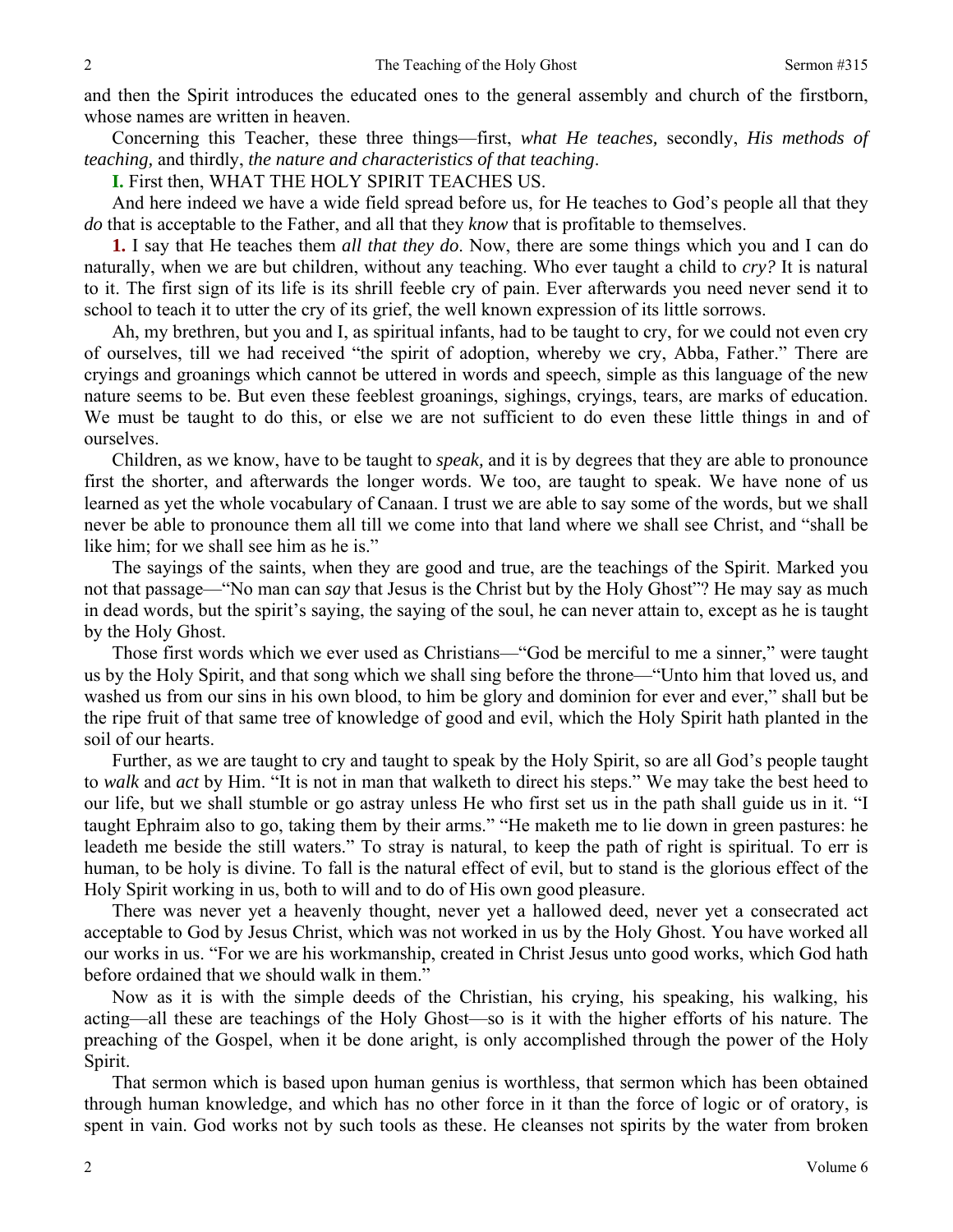and then the Spirit introduces the educated ones to the general assembly and church of the firstborn, whose names are written in heaven.

Concerning this Teacher, these three things—first, *what He teaches,* secondly, *His methods of teaching,* and thirdly, *the nature and characteristics of that teaching*.

**I.** First then, WHAT THE HOLY SPIRIT TEACHES US.

And here indeed we have a wide field spread before us, for He teaches to God's people all that they *do* that is acceptable to the Father, and all that they *know* that is profitable to themselves.

**1.** I say that He teaches them *all that they do*. Now, there are some things which you and I can do naturally, when we are but children, without any teaching. Who ever taught a child to *cry?* It is natural to it. The first sign of its life is its shrill feeble cry of pain. Ever afterwards you need never send it to school to teach it to utter the cry of its grief, the well known expression of its little sorrows.

Ah, my brethren, but you and I, as spiritual infants, had to be taught to cry, for we could not even cry of ourselves, till we had received "the spirit of adoption, whereby we cry, Abba, Father." There are cryings and groanings which cannot be uttered in words and speech, simple as this language of the new nature seems to be. But even these feeblest groanings, sighings, cryings, tears, are marks of education. We must be taught to do this, or else we are not sufficient to do even these little things in and of ourselves.

Children, as we know, have to be taught to *speak,* and it is by degrees that they are able to pronounce first the shorter, and afterwards the longer words. We too, are taught to speak. We have none of us learned as yet the whole vocabulary of Canaan. I trust we are able to say some of the words, but we shall never be able to pronounce them all till we come into that land where we shall see Christ, and "shall be like him; for we shall see him as he is."

The sayings of the saints, when they are good and true, are the teachings of the Spirit. Marked you not that passage—"No man can *say* that Jesus is the Christ but by the Holy Ghost"? He may say as much in dead words, but the spirit's saying, the saying of the soul, he can never attain to, except as he is taught by the Holy Ghost.

Those first words which we ever used as Christians—"God be merciful to me a sinner," were taught us by the Holy Spirit, and that song which we shall sing before the throne—"Unto him that loved us, and washed us from our sins in his own blood, to him be glory and dominion for ever and ever," shall but be the ripe fruit of that same tree of knowledge of good and evil, which the Holy Spirit hath planted in the soil of our hearts.

Further, as we are taught to cry and taught to speak by the Holy Spirit, so are all God's people taught to *walk* and *act* by Him. "It is not in man that walketh to direct his steps." We may take the best heed to our life, but we shall stumble or go astray unless He who first set us in the path shall guide us in it. "I taught Ephraim also to go, taking them by their arms." "He maketh me to lie down in green pastures: he leadeth me beside the still waters." To stray is natural, to keep the path of right is spiritual. To err is human, to be holy is divine. To fall is the natural effect of evil, but to stand is the glorious effect of the Holy Spirit working in us, both to will and to do of His own good pleasure.

There was never yet a heavenly thought, never yet a hallowed deed, never yet a consecrated act acceptable to God by Jesus Christ, which was not worked in us by the Holy Ghost. You have worked all our works in us. "For we are his workmanship, created in Christ Jesus unto good works, which God hath before ordained that we should walk in them."

Now as it is with the simple deeds of the Christian, his crying, his speaking, his walking, his acting—all these are teachings of the Holy Ghost—so is it with the higher efforts of his nature. The preaching of the Gospel, when it be done aright, is only accomplished through the power of the Holy Spirit.

That sermon which is based upon human genius is worthless, that sermon which has been obtained through human knowledge, and which has no other force in it than the force of logic or of oratory, is spent in vain. God works not by such tools as these. He cleanses not spirits by the water from broken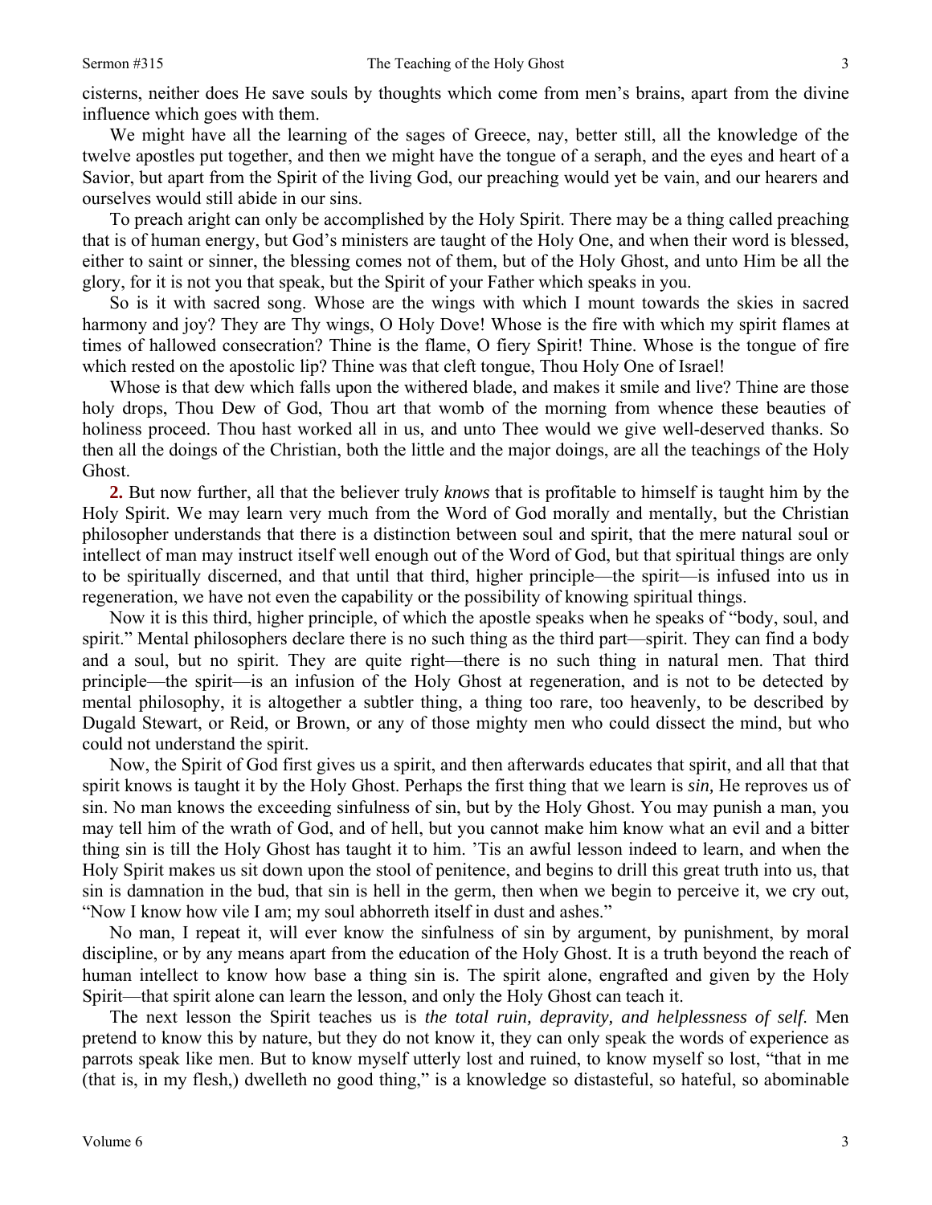cisterns, neither does He save souls by thoughts which come from men's brains, apart from the divine influence which goes with them.

We might have all the learning of the sages of Greece, nay, better still, all the knowledge of the twelve apostles put together, and then we might have the tongue of a seraph, and the eyes and heart of a Savior, but apart from the Spirit of the living God, our preaching would yet be vain, and our hearers and ourselves would still abide in our sins.

To preach aright can only be accomplished by the Holy Spirit. There may be a thing called preaching that is of human energy, but God's ministers are taught of the Holy One, and when their word is blessed, either to saint or sinner, the blessing comes not of them, but of the Holy Ghost, and unto Him be all the glory, for it is not you that speak, but the Spirit of your Father which speaks in you.

So is it with sacred song. Whose are the wings with which I mount towards the skies in sacred harmony and joy? They are Thy wings, O Holy Dove! Whose is the fire with which my spirit flames at times of hallowed consecration? Thine is the flame, O fiery Spirit! Thine. Whose is the tongue of fire which rested on the apostolic lip? Thine was that cleft tongue, Thou Holy One of Israel!

Whose is that dew which falls upon the withered blade, and makes it smile and live? Thine are those holy drops, Thou Dew of God, Thou art that womb of the morning from whence these beauties of holiness proceed. Thou hast worked all in us, and unto Thee would we give well-deserved thanks. So then all the doings of the Christian, both the little and the major doings, are all the teachings of the Holy Ghost.

**2.** But now further, all that the believer truly *knows* that is profitable to himself is taught him by the Holy Spirit. We may learn very much from the Word of God morally and mentally, but the Christian philosopher understands that there is a distinction between soul and spirit, that the mere natural soul or intellect of man may instruct itself well enough out of the Word of God, but that spiritual things are only to be spiritually discerned, and that until that third, higher principle—the spirit—is infused into us in regeneration, we have not even the capability or the possibility of knowing spiritual things.

Now it is this third, higher principle, of which the apostle speaks when he speaks of "body, soul, and spirit." Mental philosophers declare there is no such thing as the third part—spirit. They can find a body and a soul, but no spirit. They are quite right—there is no such thing in natural men. That third principle—the spirit—is an infusion of the Holy Ghost at regeneration, and is not to be detected by mental philosophy, it is altogether a subtler thing, a thing too rare, too heavenly, to be described by Dugald Stewart, or Reid, or Brown, or any of those mighty men who could dissect the mind, but who could not understand the spirit.

Now, the Spirit of God first gives us a spirit, and then afterwards educates that spirit, and all that that spirit knows is taught it by the Holy Ghost. Perhaps the first thing that we learn is *sin,* He reproves us of sin. No man knows the exceeding sinfulness of sin, but by the Holy Ghost. You may punish a man, you may tell him of the wrath of God, and of hell, but you cannot make him know what an evil and a bitter thing sin is till the Holy Ghost has taught it to him. 'Tis an awful lesson indeed to learn, and when the Holy Spirit makes us sit down upon the stool of penitence, and begins to drill this great truth into us, that sin is damnation in the bud, that sin is hell in the germ, then when we begin to perceive it, we cry out, "Now I know how vile I am; my soul abhorreth itself in dust and ashes."

No man, I repeat it, will ever know the sinfulness of sin by argument, by punishment, by moral discipline, or by any means apart from the education of the Holy Ghost. It is a truth beyond the reach of human intellect to know how base a thing sin is. The spirit alone, engrafted and given by the Holy Spirit—that spirit alone can learn the lesson, and only the Holy Ghost can teach it.

The next lesson the Spirit teaches us is *the total ruin, depravity, and helplessness of self*. Men pretend to know this by nature, but they do not know it, they can only speak the words of experience as parrots speak like men. But to know myself utterly lost and ruined, to know myself so lost, "that in me (that is, in my flesh,) dwelleth no good thing," is a knowledge so distasteful, so hateful, so abominable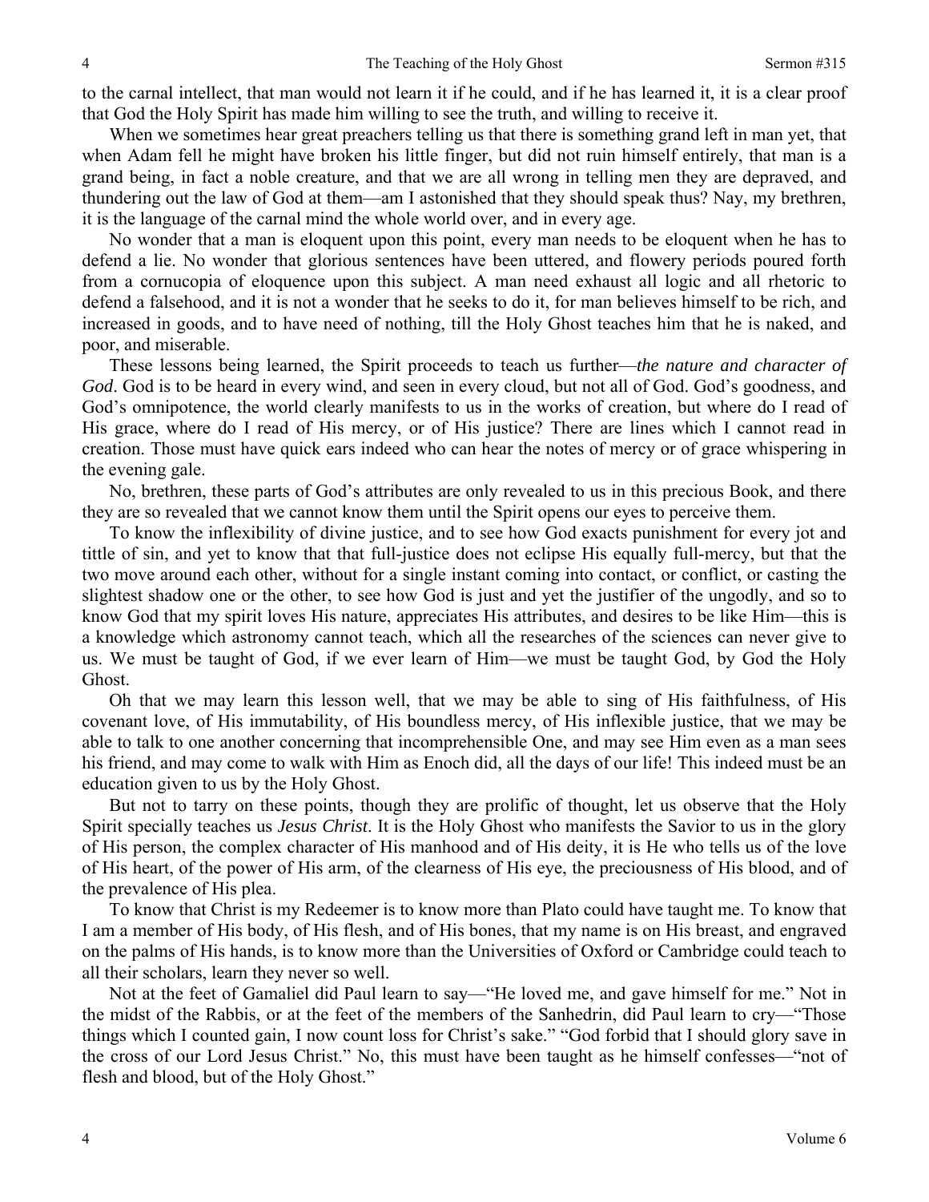to the carnal intellect, that man would not learn it if he could, and if he has learned it, it is a clear proof that God the Holy Spirit has made him willing to see the truth, and willing to receive it.

When we sometimes hear great preachers telling us that there is something grand left in man yet, that when Adam fell he might have broken his little finger, but did not ruin himself entirely, that man is a grand being, in fact a noble creature, and that we are all wrong in telling men they are depraved, and thundering out the law of God at them—am I astonished that they should speak thus? Nay, my brethren, it is the language of the carnal mind the whole world over, and in every age.

No wonder that a man is eloquent upon this point, every man needs to be eloquent when he has to defend a lie. No wonder that glorious sentences have been uttered, and flowery periods poured forth from a cornucopia of eloquence upon this subject. A man need exhaust all logic and all rhetoric to defend a falsehood, and it is not a wonder that he seeks to do it, for man believes himself to be rich, and increased in goods, and to have need of nothing, till the Holy Ghost teaches him that he is naked, and poor, and miserable.

These lessons being learned, the Spirit proceeds to teach us further—*the nature and character of God*. God is to be heard in every wind, and seen in every cloud, but not all of God. God's goodness, and God's omnipotence, the world clearly manifests to us in the works of creation, but where do I read of His grace, where do I read of His mercy, or of His justice? There are lines which I cannot read in creation. Those must have quick ears indeed who can hear the notes of mercy or of grace whispering in the evening gale.

No, brethren, these parts of God's attributes are only revealed to us in this precious Book, and there they are so revealed that we cannot know them until the Spirit opens our eyes to perceive them.

To know the inflexibility of divine justice, and to see how God exacts punishment for every jot and tittle of sin, and yet to know that that full-justice does not eclipse His equally full-mercy, but that the two move around each other, without for a single instant coming into contact, or conflict, or casting the slightest shadow one or the other, to see how God is just and yet the justifier of the ungodly, and so to know God that my spirit loves His nature, appreciates His attributes, and desires to be like Him—this is a knowledge which astronomy cannot teach, which all the researches of the sciences can never give to us. We must be taught of God, if we ever learn of Him—we must be taught God, by God the Holy Ghost.

Oh that we may learn this lesson well, that we may be able to sing of His faithfulness, of His covenant love, of His immutability, of His boundless mercy, of His inflexible justice, that we may be able to talk to one another concerning that incomprehensible One, and may see Him even as a man sees his friend, and may come to walk with Him as Enoch did, all the days of our life! This indeed must be an education given to us by the Holy Ghost.

But not to tarry on these points, though they are prolific of thought, let us observe that the Holy Spirit specially teaches us *Jesus Christ*. It is the Holy Ghost who manifests the Savior to us in the glory of His person, the complex character of His manhood and of His deity, it is He who tells us of the love of His heart, of the power of His arm, of the clearness of His eye, the preciousness of His blood, and of the prevalence of His plea.

To know that Christ is my Redeemer is to know more than Plato could have taught me. To know that I am a member of His body, of His flesh, and of His bones, that my name is on His breast, and engraved on the palms of His hands, is to know more than the Universities of Oxford or Cambridge could teach to all their scholars, learn they never so well.

Not at the feet of Gamaliel did Paul learn to say—"He loved me, and gave himself for me." Not in the midst of the Rabbis, or at the feet of the members of the Sanhedrin, did Paul learn to cry—"Those things which I counted gain, I now count loss for Christ's sake." "God forbid that I should glory save in the cross of our Lord Jesus Christ." No, this must have been taught as he himself confesses—"not of flesh and blood, but of the Holy Ghost."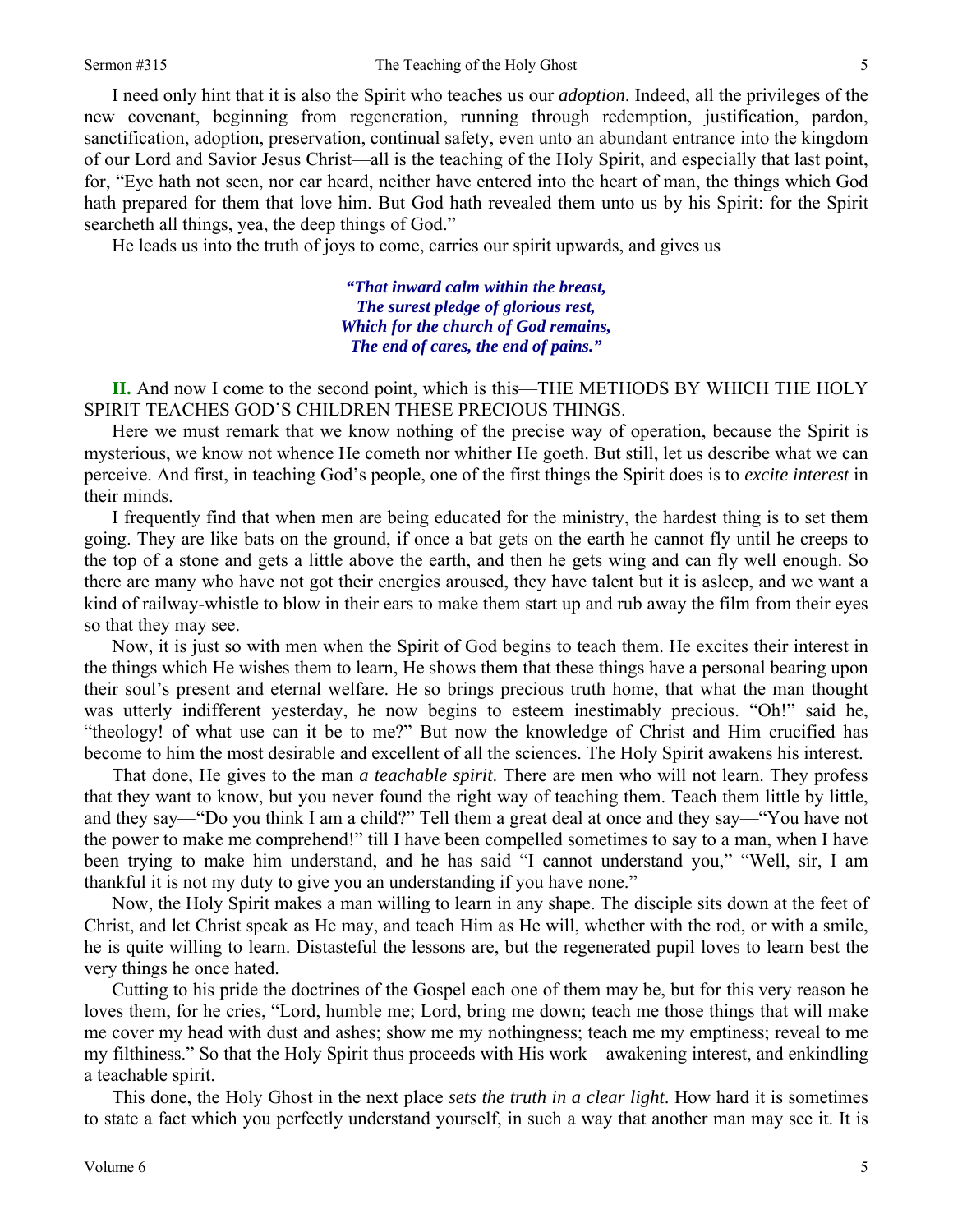I need only hint that it is also the Spirit who teaches us our *adoption*. Indeed, all the privileges of the new covenant, beginning from regeneration, running through redemption, justification, pardon, sanctification, adoption, preservation, continual safety, even unto an abundant entrance into the kingdom of our Lord and Savior Jesus Christ—all is the teaching of the Holy Spirit, and especially that last point, for, "Eye hath not seen, nor ear heard, neither have entered into the heart of man, the things which God hath prepared for them that love him. But God hath revealed them unto us by his Spirit: for the Spirit searcheth all things, yea, the deep things of God."

He leads us into the truth of joys to come, carries our spirit upwards, and gives us

> ***"That inward calm within the breast,***
> ***The surest pledge of glorious rest,***
> ***Which for the church of God remains,***
> ***The end of cares, the end of pains."***

**II.** And now I come to the second point, which is this—THE METHODS BY WHICH THE HOLY SPIRIT TEACHES GOD'S CHILDREN THESE PRECIOUS THINGS.

Here we must remark that we know nothing of the precise way of operation, because the Spirit is mysterious, we know not whence He cometh nor whither He goeth. But still, let us describe what we can perceive. And first, in teaching God's people, one of the first things the Spirit does is to *excite interest* in their minds.

I frequently find that when men are being educated for the ministry, the hardest thing is to set them going. They are like bats on the ground, if once a bat gets on the earth he cannot fly until he creeps to the top of a stone and gets a little above the earth, and then he gets wing and can fly well enough. So there are many who have not got their energies aroused, they have talent but it is asleep, and we want a kind of railway-whistle to blow in their ears to make them start up and rub away the film from their eyes so that they may see.

Now, it is just so with men when the Spirit of God begins to teach them. He excites their interest in the things which He wishes them to learn, He shows them that these things have a personal bearing upon their soul's present and eternal welfare. He so brings precious truth home, that what the man thought was utterly indifferent yesterday, he now begins to esteem inestimably precious. "Oh!" said he, "theology! of what use can it be to me?" But now the knowledge of Christ and Him crucified has become to him the most desirable and excellent of all the sciences. The Holy Spirit awakens his interest.

That done, He gives to the man *a teachable spirit*. There are men who will not learn. They profess that they want to know, but you never found the right way of teaching them. Teach them little by little, and they say—"Do you think I am a child?" Tell them a great deal at once and they say—"You have not the power to make me comprehend!" till I have been compelled sometimes to say to a man, when I have been trying to make him understand, and he has said "I cannot understand you," "Well, sir, I am thankful it is not my duty to give you an understanding if you have none."

Now, the Holy Spirit makes a man willing to learn in any shape. The disciple sits down at the feet of Christ, and let Christ speak as He may, and teach Him as He will, whether with the rod, or with a smile, he is quite willing to learn. Distasteful the lessons are, but the regenerated pupil loves to learn best the very things he once hated.

Cutting to his pride the doctrines of the Gospel each one of them may be, but for this very reason he loves them, for he cries, "Lord, humble me; Lord, bring me down; teach me those things that will make me cover my head with dust and ashes; show me my nothingness; teach me my emptiness; reveal to me my filthiness." So that the Holy Spirit thus proceeds with His work—awakening interest, and enkindling a teachable spirit.

This done, the Holy Ghost in the next place *sets the truth in a clear light*. How hard it is sometimes to state a fact which you perfectly understand yourself, in such a way that another man may see it. It is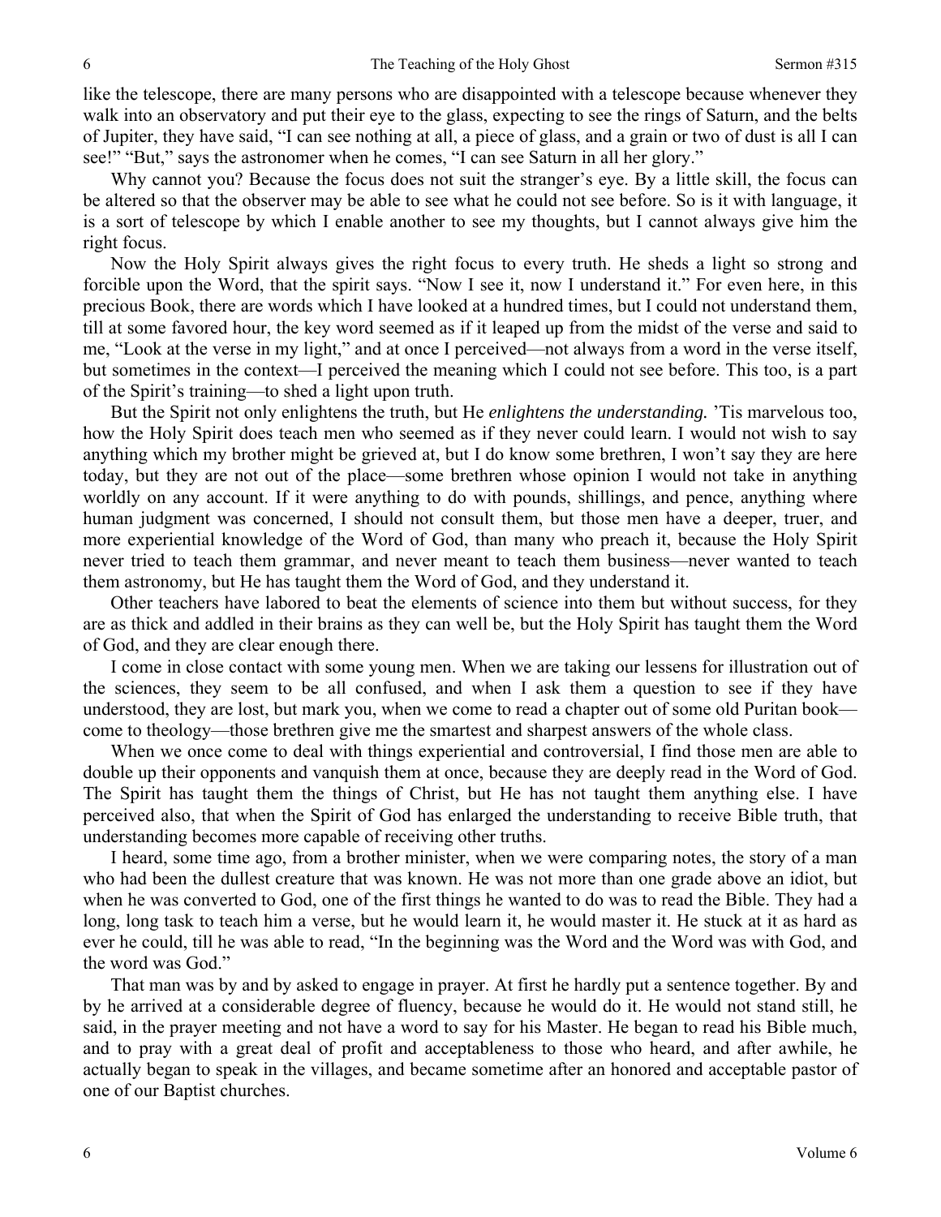like the telescope, there are many persons who are disappointed with a telescope because whenever they walk into an observatory and put their eye to the glass, expecting to see the rings of Saturn, and the belts of Jupiter, they have said, "I can see nothing at all, a piece of glass, and a grain or two of dust is all I can see!" "But," says the astronomer when he comes, "I can see Saturn in all her glory."

Why cannot you? Because the focus does not suit the stranger's eye. By a little skill, the focus can be altered so that the observer may be able to see what he could not see before. So is it with language, it is a sort of telescope by which I enable another to see my thoughts, but I cannot always give him the right focus.

Now the Holy Spirit always gives the right focus to every truth. He sheds a light so strong and forcible upon the Word, that the spirit says. "Now I see it, now I understand it." For even here, in this precious Book, there are words which I have looked at a hundred times, but I could not understand them, till at some favored hour, the key word seemed as if it leaped up from the midst of the verse and said to me, "Look at the verse in my light," and at once I perceived—not always from a word in the verse itself, but sometimes in the context—I perceived the meaning which I could not see before. This too, is a part of the Spirit's training—to shed a light upon truth.

But the Spirit not only enlightens the truth, but He *enlightens the understanding.* 'Tis marvelous too, how the Holy Spirit does teach men who seemed as if they never could learn. I would not wish to say anything which my brother might be grieved at, but I do know some brethren, I won't say they are here today, but they are not out of the place—some brethren whose opinion I would not take in anything worldly on any account. If it were anything to do with pounds, shillings, and pence, anything where human judgment was concerned, I should not consult them, but those men have a deeper, truer, and more experiential knowledge of the Word of God, than many who preach it, because the Holy Spirit never tried to teach them grammar, and never meant to teach them business—never wanted to teach them astronomy, but He has taught them the Word of God, and they understand it.

Other teachers have labored to beat the elements of science into them but without success, for they are as thick and addled in their brains as they can well be, but the Holy Spirit has taught them the Word of God, and they are clear enough there.

I come in close contact with some young men. When we are taking our lessens for illustration out of the sciences, they seem to be all confused, and when I ask them a question to see if they have understood, they are lost, but mark you, when we come to read a chapter out of some old Puritan book—come to theology—those brethren give me the smartest and sharpest answers of the whole class.

When we once come to deal with things experiential and controversial, I find those men are able to double up their opponents and vanquish them at once, because they are deeply read in the Word of God. The Spirit has taught them the things of Christ, but He has not taught them anything else. I have perceived also, that when the Spirit of God has enlarged the understanding to receive Bible truth, that understanding becomes more capable of receiving other truths.

I heard, some time ago, from a brother minister, when we were comparing notes, the story of a man who had been the dullest creature that was known. He was not more than one grade above an idiot, but when he was converted to God, one of the first things he wanted to do was to read the Bible. They had a long, long task to teach him a verse, but he would learn it, he would master it. He stuck at it as hard as ever he could, till he was able to read, "In the beginning was the Word and the Word was with God, and the word was God."

That man was by and by asked to engage in prayer. At first he hardly put a sentence together. By and by he arrived at a considerable degree of fluency, because he would do it. He would not stand still, he said, in the prayer meeting and not have a word to say for his Master. He began to read his Bible much, and to pray with a great deal of profit and acceptableness to those who heard, and after awhile, he actually began to speak in the villages, and became sometime after an honored and acceptable pastor of one of our Baptist churches.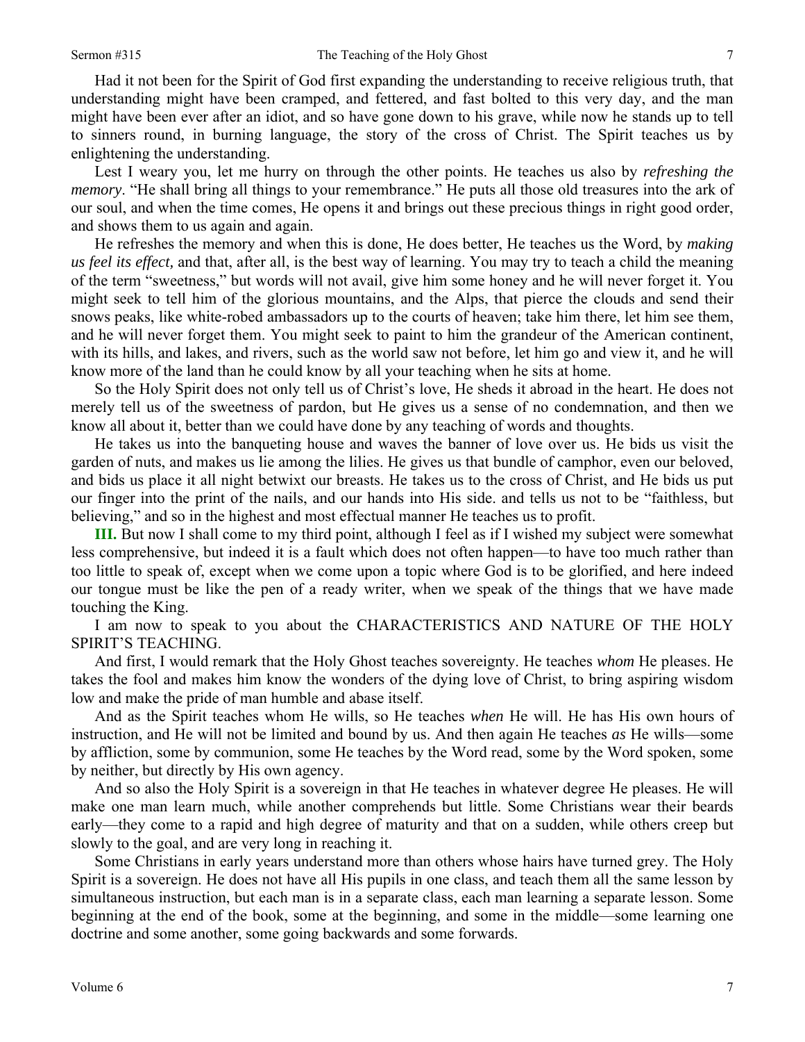Had it not been for the Spirit of God first expanding the understanding to receive religious truth, that understanding might have been cramped, and fettered, and fast bolted to this very day, and the man might have been ever after an idiot, and so have gone down to his grave, while now he stands up to tell to sinners round, in burning language, the story of the cross of Christ. The Spirit teaches us by enlightening the understanding.

Lest I weary you, let me hurry on through the other points. He teaches us also by *refreshing the memory*. "He shall bring all things to your remembrance." He puts all those old treasures into the ark of our soul, and when the time comes, He opens it and brings out these precious things in right good order, and shows them to us again and again.

He refreshes the memory and when this is done, He does better, He teaches us the Word, by *making us feel its effect,* and that, after all, is the best way of learning. You may try to teach a child the meaning of the term "sweetness," but words will not avail, give him some honey and he will never forget it. You might seek to tell him of the glorious mountains, and the Alps, that pierce the clouds and send their snows peaks, like white-robed ambassadors up to the courts of heaven; take him there, let him see them, and he will never forget them. You might seek to paint to him the grandeur of the American continent, with its hills, and lakes, and rivers, such as the world saw not before, let him go and view it, and he will know more of the land than he could know by all your teaching when he sits at home.

So the Holy Spirit does not only tell us of Christ's love, He sheds it abroad in the heart. He does not merely tell us of the sweetness of pardon, but He gives us a sense of no condemnation, and then we know all about it, better than we could have done by any teaching of words and thoughts.

He takes us into the banqueting house and waves the banner of love over us. He bids us visit the garden of nuts, and makes us lie among the lilies. He gives us that bundle of camphor, even our beloved, and bids us place it all night betwixt our breasts. He takes us to the cross of Christ, and He bids us put our finger into the print of the nails, and our hands into His side. and tells us not to be "faithless, but believing," and so in the highest and most effectual manner He teaches us to profit.

**III.** But now I shall come to my third point, although I feel as if I wished my subject were somewhat less comprehensive, but indeed it is a fault which does not often happen—to have too much rather than too little to speak of, except when we come upon a topic where God is to be glorified, and here indeed our tongue must be like the pen of a ready writer, when we speak of the things that we have made touching the King.

I am now to speak to you about the CHARACTERISTICS AND NATURE OF THE HOLY SPIRIT'S TEACHING.

And first, I would remark that the Holy Ghost teaches sovereignty. He teaches *whom* He pleases. He takes the fool and makes him know the wonders of the dying love of Christ, to bring aspiring wisdom low and make the pride of man humble and abase itself.

And as the Spirit teaches whom He wills, so He teaches *when* He will. He has His own hours of instruction, and He will not be limited and bound by us. And then again He teaches *as* He wills—some by affliction, some by communion, some He teaches by the Word read, some by the Word spoken, some by neither, but directly by His own agency.

And so also the Holy Spirit is a sovereign in that He teaches in whatever degree He pleases. He will make one man learn much, while another comprehends but little. Some Christians wear their beards early—they come to a rapid and high degree of maturity and that on a sudden, while others creep but slowly to the goal, and are very long in reaching it.

Some Christians in early years understand more than others whose hairs have turned grey. The Holy Spirit is a sovereign. He does not have all His pupils in one class, and teach them all the same lesson by simultaneous instruction, but each man is in a separate class, each man learning a separate lesson. Some beginning at the end of the book, some at the beginning, and some in the middle—some learning one doctrine and some another, some going backwards and some forwards.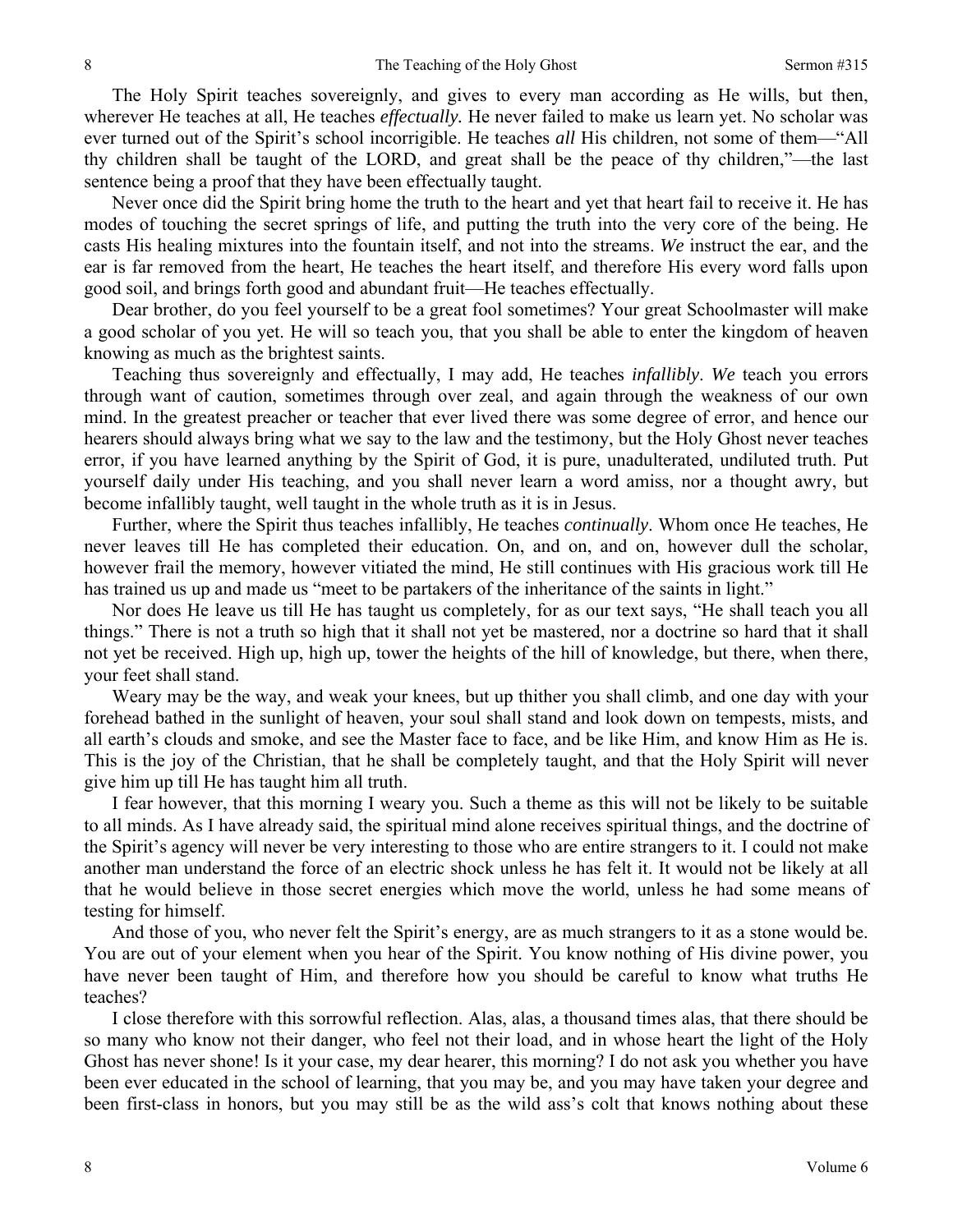The Holy Spirit teaches sovereignly, and gives to every man according as He wills, but then, wherever He teaches at all, He teaches *effectually.* He never failed to make us learn yet. No scholar was ever turned out of the Spirit's school incorrigible. He teaches *all* His children, not some of them—"All thy children shall be taught of the LORD, and great shall be the peace of thy children,"—the last sentence being a proof that they have been effectually taught.

Never once did the Spirit bring home the truth to the heart and yet that heart fail to receive it. He has modes of touching the secret springs of life, and putting the truth into the very core of the being. He casts His healing mixtures into the fountain itself, and not into the streams. *We* instruct the ear, and the ear is far removed from the heart, He teaches the heart itself, and therefore His every word falls upon good soil, and brings forth good and abundant fruit—He teaches effectually.

Dear brother, do you feel yourself to be a great fool sometimes? Your great Schoolmaster will make a good scholar of you yet. He will so teach you, that you shall be able to enter the kingdom of heaven knowing as much as the brightest saints.

Teaching thus sovereignly and effectually, I may add, He teaches *infallibly*. *We* teach you errors through want of caution, sometimes through over zeal, and again through the weakness of our own mind. In the greatest preacher or teacher that ever lived there was some degree of error, and hence our hearers should always bring what we say to the law and the testimony, but the Holy Ghost never teaches error, if you have learned anything by the Spirit of God, it is pure, unadulterated, undiluted truth. Put yourself daily under His teaching, and you shall never learn a word amiss, nor a thought awry, but become infallibly taught, well taught in the whole truth as it is in Jesus.

Further, where the Spirit thus teaches infallibly, He teaches *continually*. Whom once He teaches, He never leaves till He has completed their education. On, and on, and on, however dull the scholar, however frail the memory, however vitiated the mind, He still continues with His gracious work till He has trained us up and made us "meet to be partakers of the inheritance of the saints in light."

Nor does He leave us till He has taught us completely, for as our text says, "He shall teach you all things." There is not a truth so high that it shall not yet be mastered, nor a doctrine so hard that it shall not yet be received. High up, high up, tower the heights of the hill of knowledge, but there, when there, your feet shall stand.

Weary may be the way, and weak your knees, but up thither you shall climb, and one day with your forehead bathed in the sunlight of heaven, your soul shall stand and look down on tempests, mists, and all earth's clouds and smoke, and see the Master face to face, and be like Him, and know Him as He is. This is the joy of the Christian, that he shall be completely taught, and that the Holy Spirit will never give him up till He has taught him all truth.

I fear however, that this morning I weary you. Such a theme as this will not be likely to be suitable to all minds. As I have already said, the spiritual mind alone receives spiritual things, and the doctrine of the Spirit's agency will never be very interesting to those who are entire strangers to it. I could not make another man understand the force of an electric shock unless he has felt it. It would not be likely at all that he would believe in those secret energies which move the world, unless he had some means of testing for himself.

And those of you, who never felt the Spirit's energy, are as much strangers to it as a stone would be. You are out of your element when you hear of the Spirit. You know nothing of His divine power, you have never been taught of Him, and therefore how you should be careful to know what truths He teaches?

I close therefore with this sorrowful reflection. Alas, alas, a thousand times alas, that there should be so many who know not their danger, who feel not their load, and in whose heart the light of the Holy Ghost has never shone! Is it your case, my dear hearer, this morning? I do not ask you whether you have been ever educated in the school of learning, that you may be, and you may have taken your degree and been first-class in honors, but you may still be as the wild ass's colt that knows nothing about these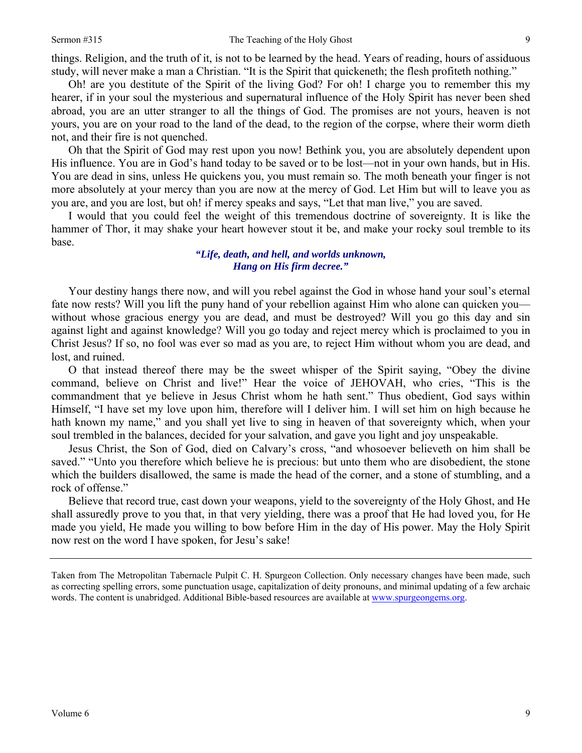things. Religion, and the truth of it, is not to be learned by the head. Years of reading, hours of assiduous study, will never make a man a Christian. "It is the Spirit that quickeneth; the flesh profiteth nothing."

Oh! are you destitute of the Spirit of the living God? For oh! I charge you to remember this my hearer, if in your soul the mysterious and supernatural influence of the Holy Spirit has never been shed abroad, you are an utter stranger to all the things of God. The promises are not yours, heaven is not yours, you are on your road to the land of the dead, to the region of the corpse, where their worm dieth not, and their fire is not quenched.

Oh that the Spirit of God may rest upon you now! Bethink you, you are absolutely dependent upon His influence. You are in God's hand today to be saved or to be lost—not in your own hands, but in His. You are dead in sins, unless He quickens you, you must remain so. The moth beneath your finger is not more absolutely at your mercy than you are now at the mercy of God. Let Him but will to leave you as you are, and you are lost, but oh! if mercy speaks and says, "Let that man live," you are saved.

I would that you could feel the weight of this tremendous doctrine of sovereignty. It is like the hammer of Thor, it may shake your heart however stout it be, and make your rocky soul tremble to its base.

***"Life, death, and hell, and worlds unknown,***
***Hang on His firm decree."***

Your destiny hangs there now, and will you rebel against the God in whose hand your soul's eternal fate now rests? Will you lift the puny hand of your rebellion against Him who alone can quicken you—without whose gracious energy you are dead, and must be destroyed? Will you go this day and sin against light and against knowledge? Will you go today and reject mercy which is proclaimed to you in Christ Jesus? If so, no fool was ever so mad as you are, to reject Him without whom you are dead, and lost, and ruined.

O that instead thereof there may be the sweet whisper of the Spirit saying, "Obey the divine command, believe on Christ and live!" Hear the voice of JEHOVAH, who cries, "This is the commandment that ye believe in Jesus Christ whom he hath sent." Thus obedient, God says within Himself, "I have set my love upon him, therefore will I deliver him. I will set him on high because he hath known my name," and you shall yet live to sing in heaven of that sovereignty which, when your soul trembled in the balances, decided for your salvation, and gave you light and joy unspeakable.

Jesus Christ, the Son of God, died on Calvary's cross, "and whosoever believeth on him shall be saved." "Unto you therefore which believe he is precious: but unto them who are disobedient, the stone which the builders disallowed, the same is made the head of the corner, and a stone of stumbling, and a rock of offense."

Believe that record true, cast down your weapons, yield to the sovereignty of the Holy Ghost, and He shall assuredly prove to you that, in that very yielding, there was a proof that He had loved you, for He made you yield, He made you willing to bow before Him in the day of His power. May the Holy Spirit now rest on the word I have spoken, for Jesu's sake!

---

Taken from The Metropolitan Tabernacle Pulpit C. H. Spurgeon Collection. Only necessary changes have been made, such as correcting spelling errors, some punctuation usage, capitalization of deity pronouns, and minimal updating of a few archaic words. The content is unabridged. Additional Bible-based resources are available at www.spurgeongems.org.